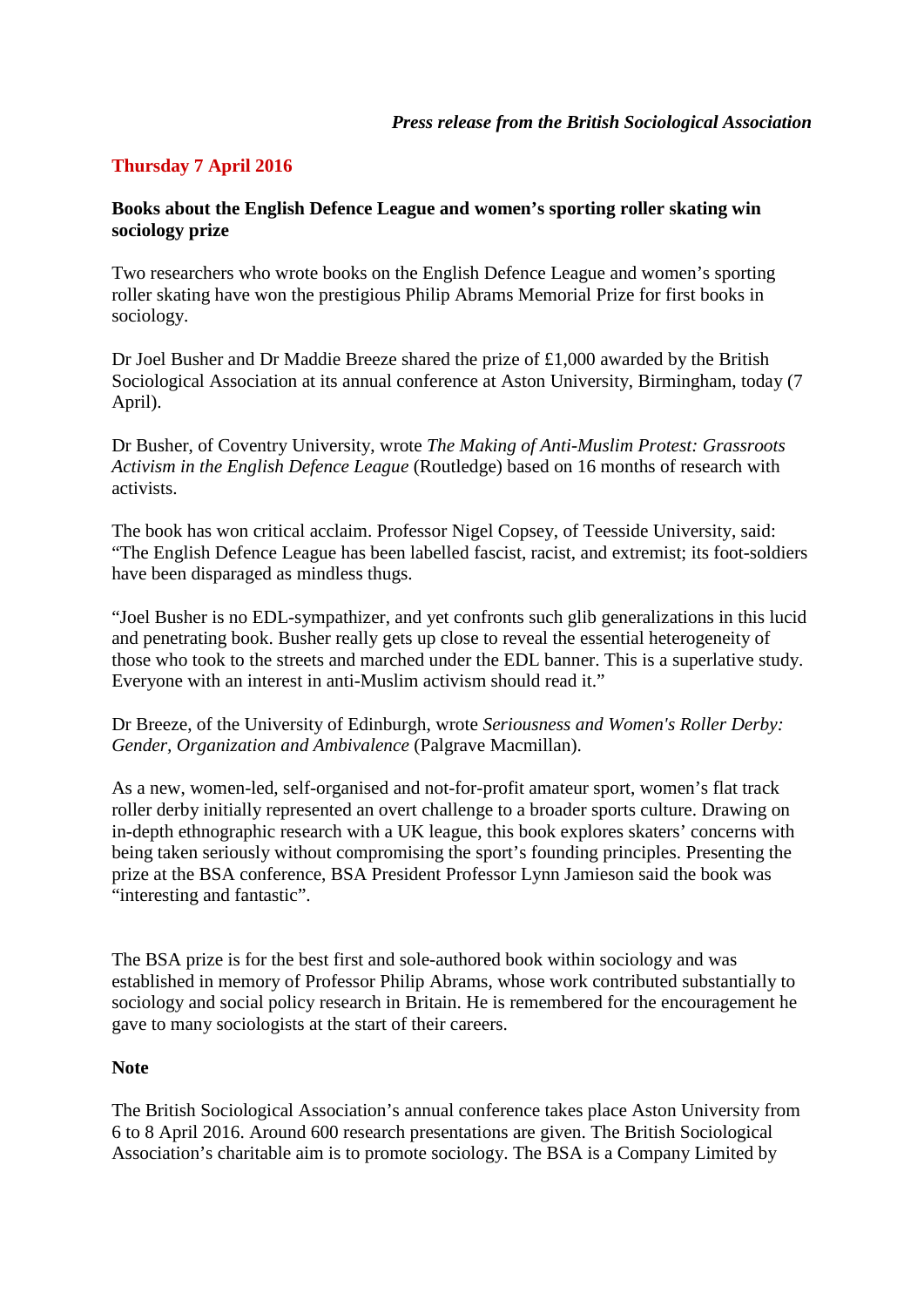*Press release from the British Sociological Association*

**Thursday 7 April 2016**

**Books about the English Defence League and women's sporting roller skating win sociology prize**

Two researchers who wrote books on the English Defence League and women's sporting roller skating have won the prestigious Philip Abrams Memorial Prize for first books in sociology.

Dr Joel Busher and Dr Maddie Breeze shared the prize of £1,000 awarded by the British Sociological Association at its annual conference at Aston University, Birmingham, today (7 April).

Dr Busher, of Coventry University, wrote *The Making of Anti-Muslim Protest: Grassroots Activism in the English Defence League* (Routledge) based on 16 months of research with activists.

The book has won critical acclaim. Professor Nigel Copsey, of Teesside University, said: "The English Defence League has been labelled fascist, racist, and extremist; its foot-soldiers have been disparaged as mindless thugs.

"Joel Busher is no EDL-sympathizer, and yet confronts such glib generalizations in this lucid and penetrating book. Busher really gets up close to reveal the essential heterogeneity of those who took to the streets and marched under the EDL banner. This is a superlative study. Everyone with an interest in anti-Muslim activism should read it."

Dr Breeze, of the University of Edinburgh, wrote *Seriousness and Women's Roller Derby: Gender, Organization and Ambivalence* (Palgrave Macmillan).

As a new, women-led, self-organised and not-for-profit amateur sport, women's flat track roller derby initially represented an overt challenge to a broader sports culture. Drawing on in-depth ethnographic research with a UK league, this book explores skaters' concerns with being taken seriously without compromising the sport's founding principles. Presenting the prize at the BSA conference, BSA President Professor Lynn Jamieson said the book was "interesting and fantastic".

The BSA prize is for the best first and sole-authored book within sociology and was established in memory of Professor Philip Abrams, whose work contributed substantially to sociology and social policy research in Britain. He is remembered for the encouragement he gave to many sociologists at the start of their careers.

**Note**

The British Sociological Association's annual conference takes place Aston University from 6 to 8 April 2016. Around 600 research presentations are given. The British Sociological Association's charitable aim is to promote sociology. The BSA is a Company Limited by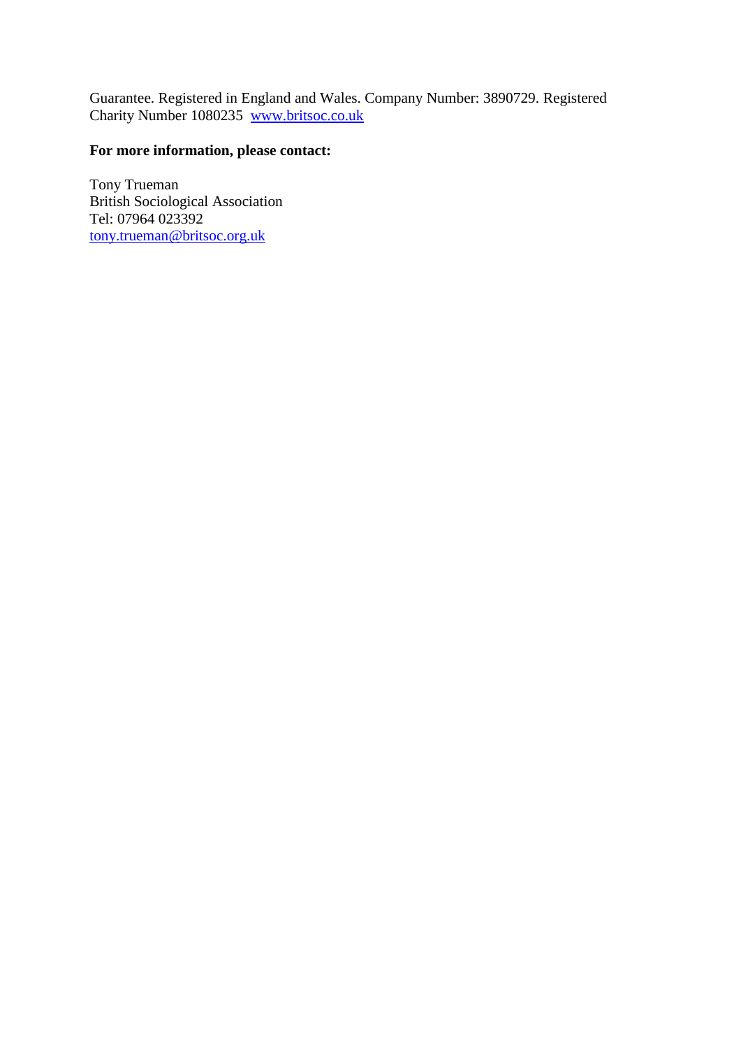Guarantee. Registered in England and Wales. Company Number: 3890729. Registered Charity Number 1080235 www.britsoc.co.uk

**For more information, please contact:**

Tony Trueman
British Sociological Association
Tel: 07964 023392
tony.trueman@britsoc.org.uk